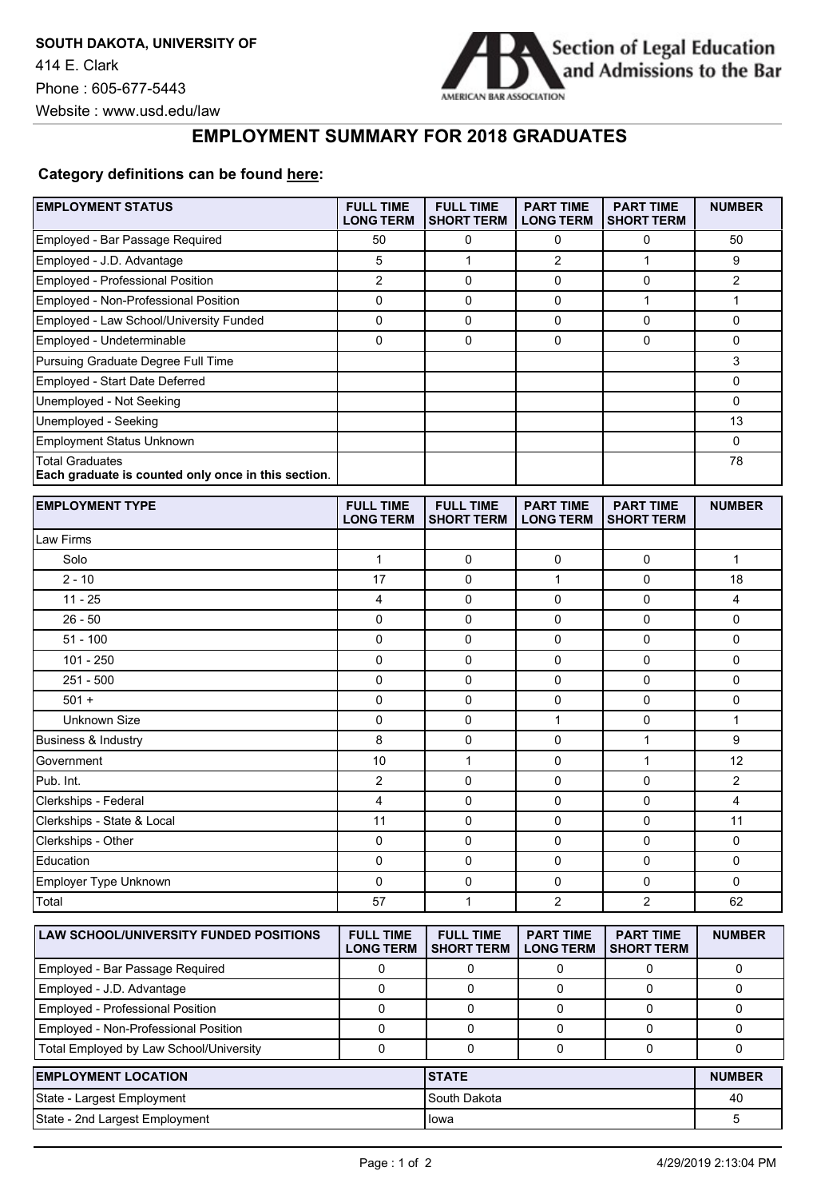**SOUTH DAKOTA, UNIVERSITY OF**

414 E. Clark

Phone : 605-677-5443

Website : www.usd.edu/law

Section of Legal Education and Admissions to the Bar

AMERICAN BAR ASSOCIATION

## EMPLOYMENT SUMMARY FOR 2018 GRADUATES

**Category definitions can be found here:**

| EMPLOYMENT STATUS | FULL TIME LONG TERM | FULL TIME SHORT TERM | PART TIME LONG TERM | PART TIME SHORT TERM | NUMBER |
|---|---|---|---|---|---|
| Employed - Bar Passage Required | 50 | 0 | 0 | 0 | 50 |
| Employed - J.D. Advantage | 5 | 1 | 2 | 1 | 9 |
| Employed - Professional Position | 2 | 0 | 0 | 0 | 2 |
| Employed - Non-Professional Position | 0 | 0 | 0 | 1 | 1 |
| Employed - Law School/University Funded | 0 | 0 | 0 | 0 | 0 |
| Employed - Undeterminable | 0 | 0 | 0 | 0 | 0 |
| Pursuing Graduate Degree Full Time | | | | | 3 |
| Employed - Start Date Deferred | | | | | 0 |
| Unemployed - Not Seeking | | | | | 0 |
| Unemployed - Seeking | | | | | 13 |
| Employment Status Unknown | | | | | 0 |
| Total Graduates **Each graduate is counted only once in this section**. | | | | | 78 |

| EMPLOYMENT TYPE | FULL TIME LONG TERM | FULL TIME SHORT TERM | PART TIME LONG TERM | PART TIME SHORT TERM | NUMBER |
|---|---|---|---|---|---|
| Law Firms | | | | | |
| Solo | 1 | 0 | 0 | 0 | 1 |
| 2 - 10 | 17 | 0 | 1 | 0 | 18 |
| 11 - 25 | 4 | 0 | 0 | 0 | 4 |
| 26 - 50 | 0 | 0 | 0 | 0 | 0 |
| 51 - 100 | 0 | 0 | 0 | 0 | 0 |
| 101 - 250 | 0 | 0 | 0 | 0 | 0 |
| 251 - 500 | 0 | 0 | 0 | 0 | 0 |
| 501 + | 0 | 0 | 0 | 0 | 0 |
| Unknown Size | 0 | 0 | 1 | 0 | 1 |
| Business & Industry | 8 | 0 | 0 | 1 | 9 |
| Government | 10 | 1 | 0 | 1 | 12 |
| Pub. Int. | 2 | 0 | 0 | 0 | 2 |
| Clerkships - Federal | 4 | 0 | 0 | 0 | 4 |
| Clerkships - State & Local | 11 | 0 | 0 | 0 | 11 |
| Clerkships - Other | 0 | 0 | 0 | 0 | 0 |
| Education | 0 | 0 | 0 | 0 | 0 |
| Employer Type Unknown | 0 | 0 | 0 | 0 | 0 |
| Total | 57 | 1 | 2 | 2 | 62 |

| LAW SCHOOL/UNIVERSITY FUNDED POSITIONS | FULL TIME LONG TERM | FULL TIME SHORT TERM | PART TIME LONG TERM | PART TIME SHORT TERM | NUMBER |
|---|---|---|---|---|---|
| Employed - Bar Passage Required | 0 | 0 | 0 | 0 | 0 |
| Employed - J.D. Advantage | 0 | 0 | 0 | 0 | 0 |
| Employed - Professional Position | 0 | 0 | 0 | 0 | 0 |
| Employed - Non-Professional Position | 0 | 0 | 0 | 0 | 0 |
| Total Employed by Law School/University | 0 | 0 | 0 | 0 | 0 |

| EMPLOYMENT LOCATION | STATE | NUMBER |
|---|---|---|
| State - Largest Employment | South Dakota | 40 |
| State - 2nd Largest Employment | Iowa | 5 |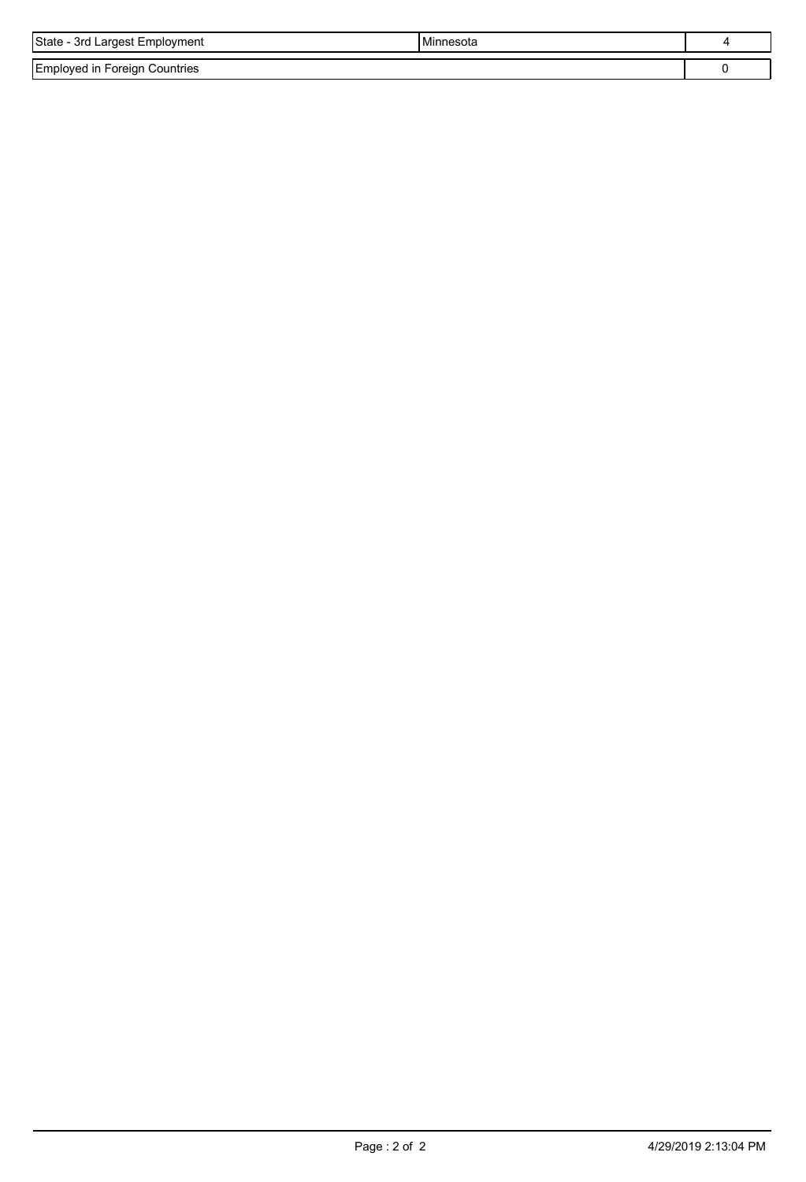| | | |
|---|---|---|
| State - 3rd Largest Employment | Minnesota | 4 |
| Employed in Foreign Countries | | 0 |